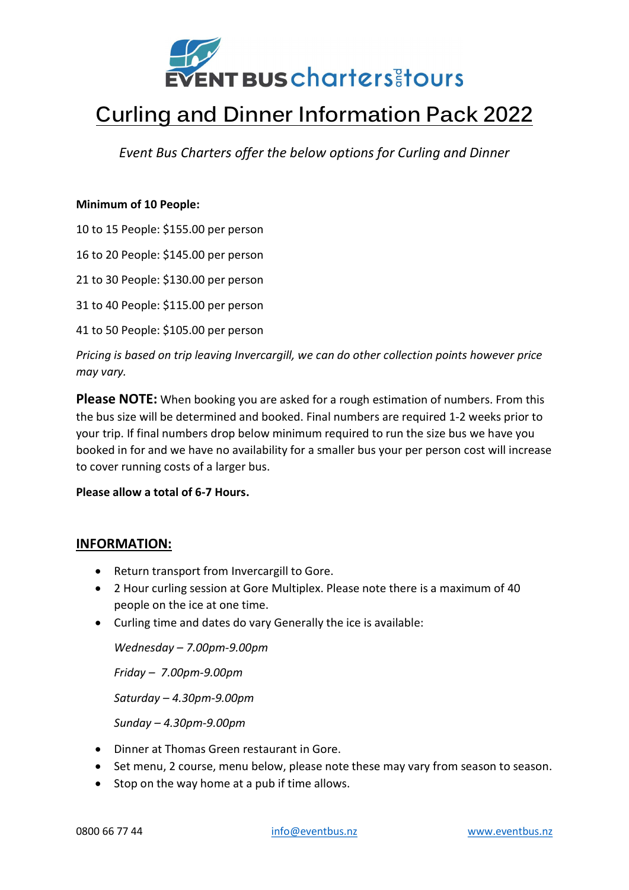# Curling and Dinner Information Pack 2022

*Event Bus Charters offer the below options for Curling and Dinner*

**Minimum of 10 People:**

10 to 15 People: $155.00 per person

16 to 20 People: $145.00 per person

21 to 30 People: $130.00 per person

31 to 40 People: $115.00 per person

41 to 50 People: $105.00 per person

*Pricing is based on trip leaving Invercargill, we can do other collection points however price may vary.*

**Please NOTE:** When booking you are asked for a rough estimation of numbers. From this the bus size will be determined and booked. Final numbers are required 1-2 weeks prior to your trip. If final numbers drop below minimum required to run the size bus we have you booked in for and we have no availability for a smaller bus your per person cost will increase to cover running costs of a larger bus.

**Please allow a total of 6-7 Hours.**

## INFORMATION:

- Return transport from Invercargill to Gore.
- 2 Hour curling session at Gore Multiplex. Please note there is a maximum of 40 people on the ice at one time.
- Curling time and dates do vary Generally the ice is available:

  *Wednesday – 7.00pm-9.00pm*

  *Friday – 7.00pm-9.00pm*

  *Saturday – 4.30pm-9.00pm*

  *Sunday – 4.30pm-9.00pm*

- Dinner at Thomas Green restaurant in Gore.
- Set menu, 2 course, menu below, please note these may vary from season to season.
- Stop on the way home at a pub if time allows.

0800 66 77 44 info@eventbus.nz www.eventbus.nz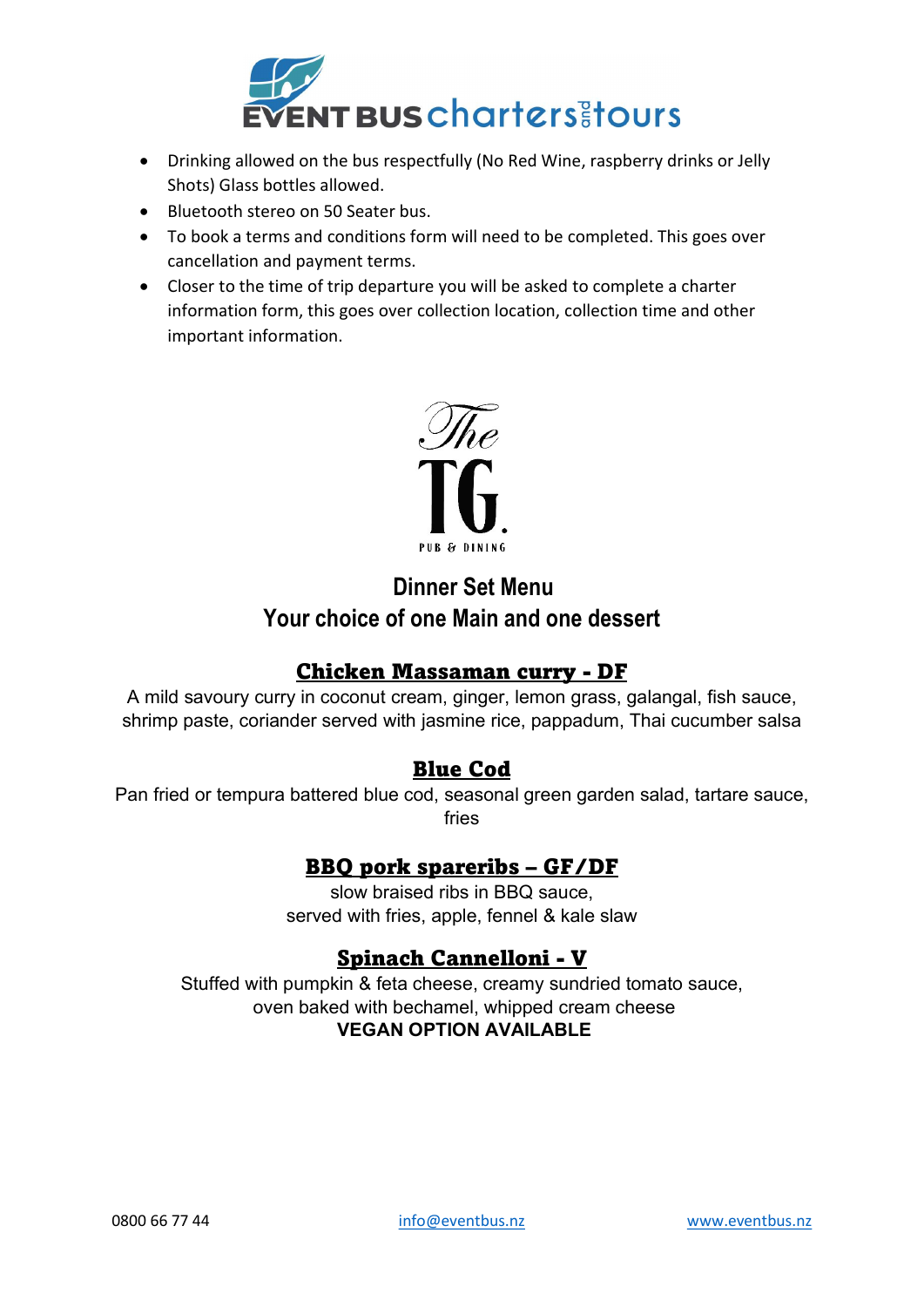- Drinking allowed on the bus respectfully (No Red Wine, raspberry drinks or Jelly Shots) Glass bottles allowed.
- Bluetooth stereo on 50 Seater bus.
- To book a terms and conditions form will need to be completed. This goes over cancellation and payment terms.
- Closer to the time of trip departure you will be asked to complete a charter information form, this goes over collection location, collection time and other important information.

The TG.
PUB & DINING

## Dinner Set Menu
## Your choice of one Main and one dessert

### Chicken Massaman curry - DF

A mild savoury curry in coconut cream, ginger, lemon grass, galangal, fish sauce, shrimp paste, coriander served with jasmine rice, pappadum, Thai cucumber salsa

### Blue Cod

Pan fried or tempura battered blue cod, seasonal green garden salad, tartare sauce, fries

### BBQ pork spareribs – GF/DF

slow braised ribs in BBQ sauce,
served with fries, apple, fennel & kale slaw

### Spinach Cannelloni - V

Stuffed with pumpkin & feta cheese, creamy sundried tomato sauce, oven baked with bechamel, whipped cream cheese

**VEGAN OPTION AVAILABLE**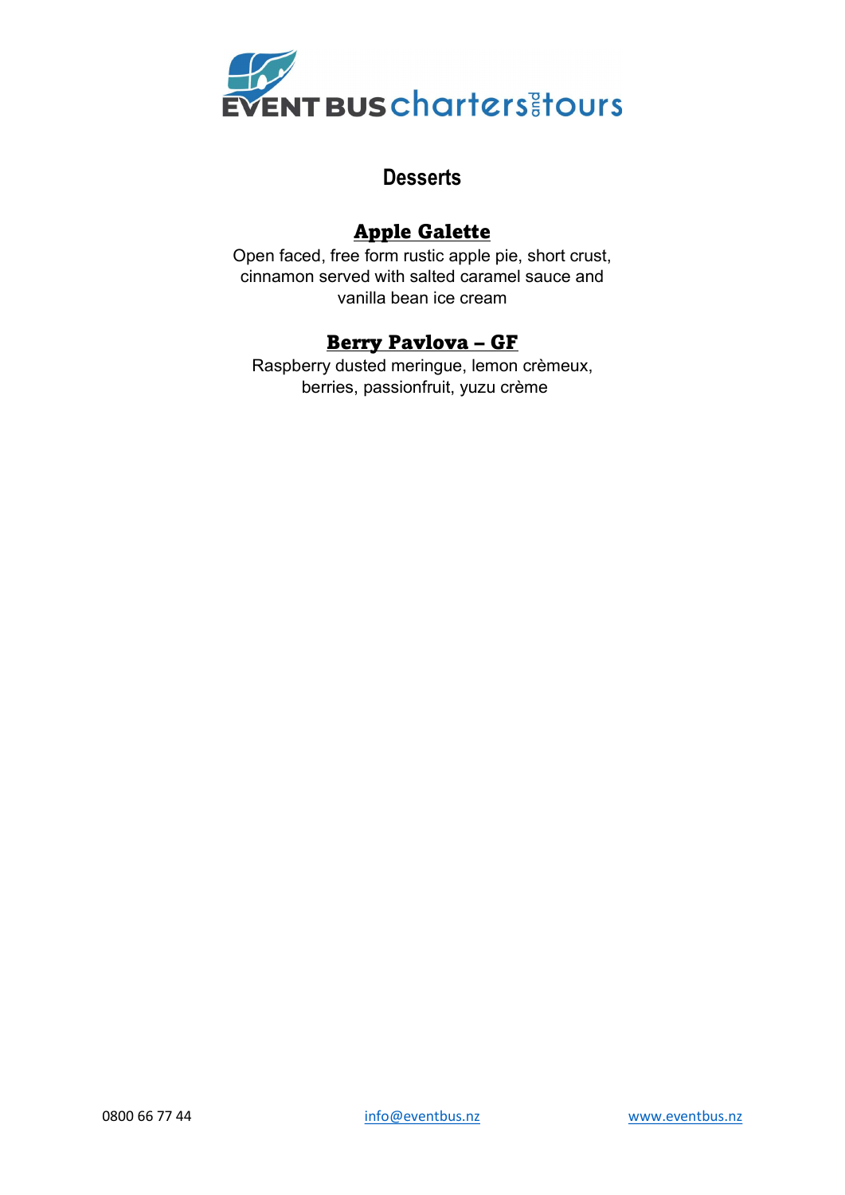## Desserts

### Apple Galette

Open faced, free form rustic apple pie, short crust, cinnamon served with salted caramel sauce and vanilla bean ice cream

### Berry Pavlova – GF

Raspberry dusted meringue, lemon crèmeux, berries, passionfruit, yuzu crème